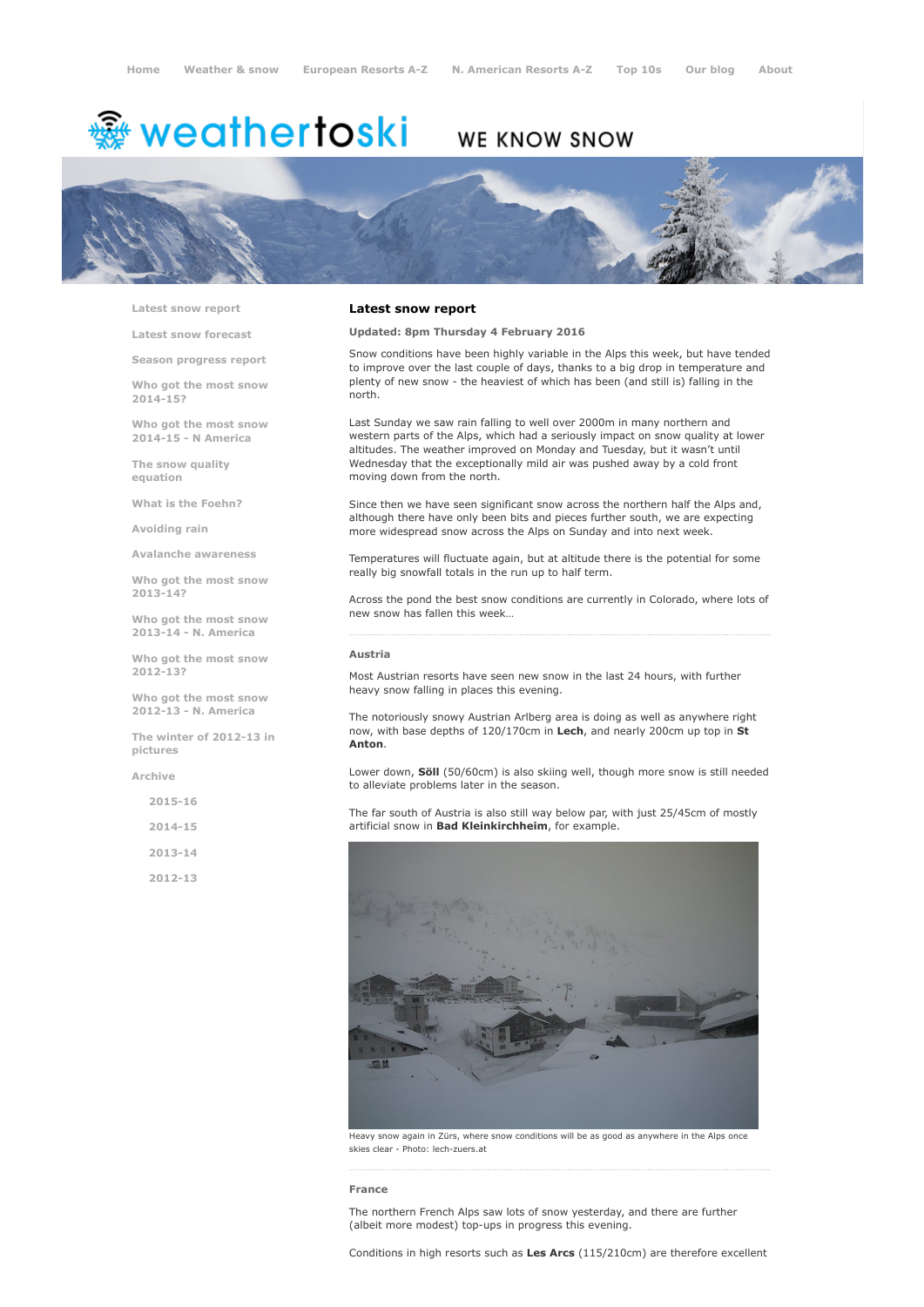Home Weather & snow European Resorts A-Z N. American Resorts A-Z Top 10s Our blog About

weathertoski WE KNOW SNOW

- Latest snow report
- Latest snow forecast
- Season progress report
- Who got the most snow 2014-15?
- Who got the most snow 2014-15 - N America
- The snow quality equation
- What is the Foehn?
- Avoiding rain
- Avalanche awareness
- Who got the most snow 2013-14?
- Who got the most snow 2013-14 - N. America
- Who got the most snow 2012-13?
- Who got the most snow 2012-13 - N. America
- The winter of 2012-13 in pictures
- Archive
  - 2015-16
  - 2014-15
  - 2013-14
  - 2012-13

## Latest snow report

**Updated: 8pm Thursday 4 February 2016**

Snow conditions have been highly variable in the Alps this week, but have tended to improve over the last couple of days, thanks to a big drop in temperature and plenty of new snow - the heaviest of which has been (and still is) falling in the north.

Last Sunday we saw rain falling to well over 2000m in many northern and western parts of the Alps, which had a seriously impact on snow quality at lower altitudes. The weather improved on Monday and Tuesday, but it wasn't until Wednesday that the exceptionally mild air was pushed away by a cold front moving down from the north.

Since then we have seen significant snow across the northern half the Alps and, although there have only been bits and pieces further south, we are expecting more widespread snow across the Alps on Sunday and into next week.

Temperatures will fluctuate again, but at altitude there is the potential for some really big snowfall totals in the run up to half term.

Across the pond the best snow conditions are currently in Colorado, where lots of new snow has fallen this week…

### Austria

Most Austrian resorts have seen new snow in the last 24 hours, with further heavy snow falling in places this evening.

The notoriously snowy Austrian Arlberg area is doing as well as anywhere right now, with base depths of 120/170cm in **Lech**, and nearly 200cm up top in **St Anton**.

Lower down, **Söll** (50/60cm) is also skiing well, though more snow is still needed to alleviate problems later in the season.

The far south of Austria is also still way below par, with just 25/45cm of mostly artificial snow in **Bad Kleinkirchheim**, for example.

Heavy snow again in Zürs, where snow conditions will be as good as anywhere in the Alps once skies clear - Photo: lech-zuers.at

### France

The northern French Alps saw lots of snow yesterday, and there are further (albeit more modest) top-ups in progress this evening.

Conditions in high resorts such as **Les Arcs** (115/210cm) are therefore excellent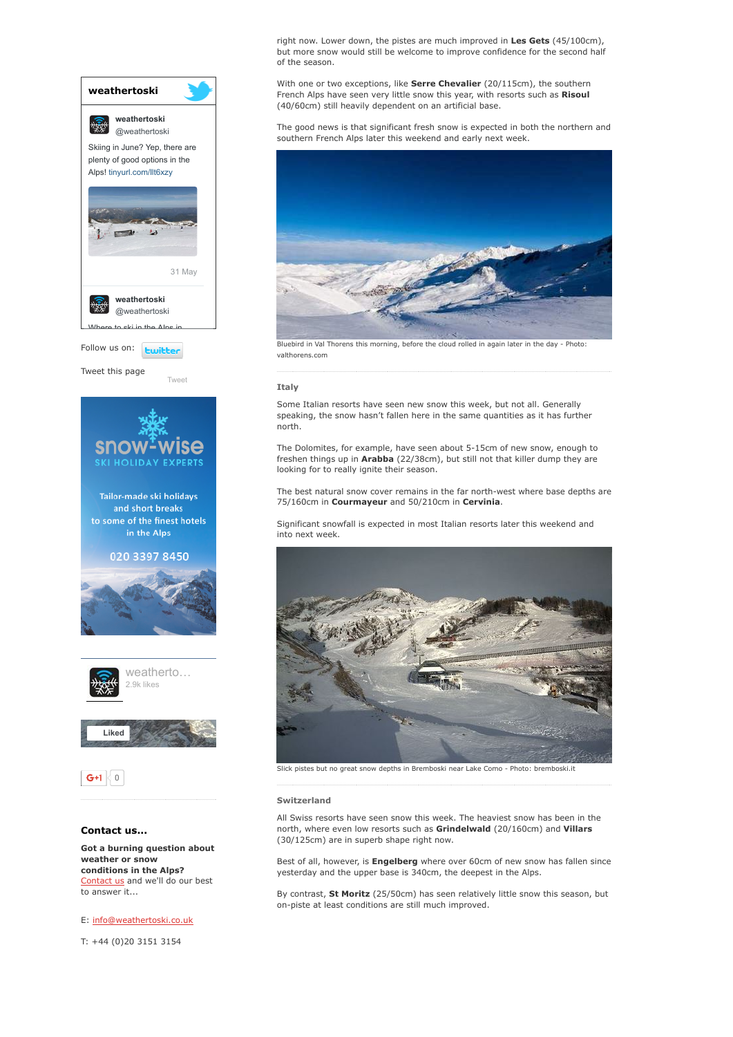right now. Lower down, the pistes are much improved in **Les Gets** (45/100cm), but more snow would still be welcome to improve confidence for the second half of the season.

With one or two exceptions, like **Serre Chevalier** (20/115cm), the southern French Alps have seen very little snow this year, with resorts such as **Risoul** (40/60cm) still heavily dependent on an artificial base.

The good news is that significant fresh snow is expected in both the northern and southern French Alps later this weekend and early next week.

Bluebird in Val Thorens this morning, before the cloud rolled in again later in the day - Photo: valthorens.com

### Italy

Some Italian resorts have seen new snow this week, but not all. Generally speaking, the snow hasn't fallen here in the same quantities as it has further north.

The Dolomites, for example, have seen about 5-15cm of new snow, enough to freshen things up in **Arabba** (22/38cm), but still not that killer dump they are looking for to really ignite their season.

The best natural snow cover remains in the far north-west where base depths are 75/160cm in **Courmayeur** and 50/210cm in **Cervinia**.

Significant snowfall is expected in most Italian resorts later this weekend and into next week.

Slick pistes but no great snow depths in Bremboski near Lake Como - Photo: bremboski.it

### Switzerland

All Swiss resorts have seen snow this week. The heaviest snow has been in the north, where even low resorts such as **Grindelwald** (20/160cm) and **Villars** (30/125cm) are in superb shape right now.

Best of all, however, is **Engelberg** where over 60cm of new snow has fallen since yesterday and the upper base is 340cm, the deepest in the Alps.

By contrast, **St Moritz** (25/50cm) has seen relatively little snow this season, but on-piste at least conditions are still much improved.

weathertoski

weathertoski @weathertoski

Skiing in June? Yep, there are plenty of good options in the Alps! tinyurl.com/llt6xzy

31 May

weathertoski @weathertoski

Where to ski in the Alps in

Follow us on: twitter

Tweet this page

Tweet

snow-wise SKI HOLIDAY EXPERTS

Tailor-made ski holidays and short breaks to some of the finest hotels in the Alps

020 3397 8450

weatherto... 2.9k likes

Liked

G+1 0

### Contact us...

**Got a burning question about weather or snow conditions in the Alps?** Contact us and we'll do our best to answer it...

E: info@weathertoski.co.uk

T: +44 (0)20 3151 3154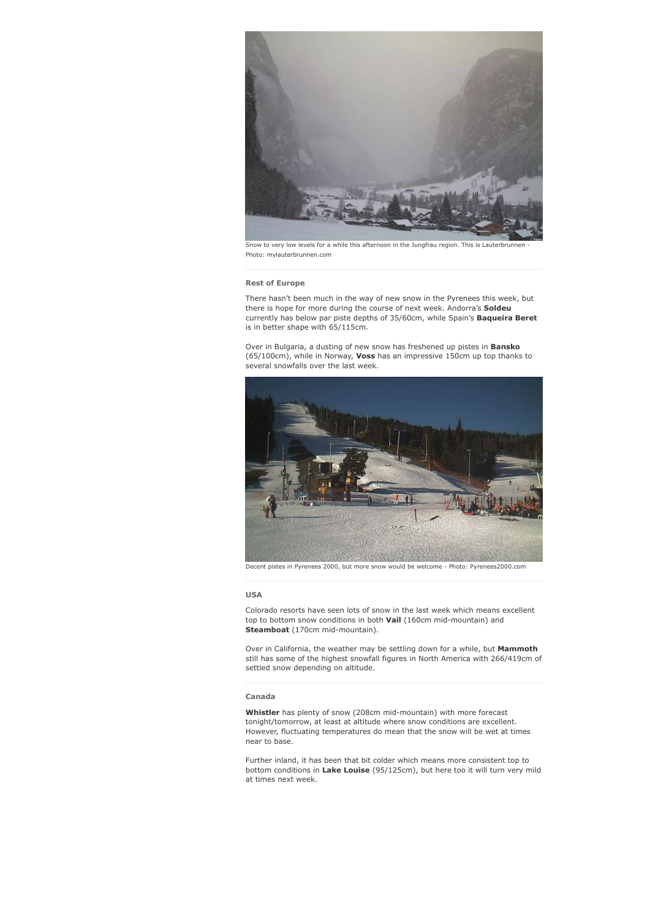Snow to very low levels for a while this afternoon in the Jungfrau region. This is Lauterbrunnen - Photo: mylauterbrunnen.com

### Rest of Europe

There hasn't been much in the way of new snow in the Pyrenees this week, but there is hope for more during the course of next week. Andorra's **Soldeu** currently has below par piste depths of 35/60cm, while Spain's **Baqueira Beret** is in better shape with 65/115cm.

Over in Bulgaria, a dusting of new snow has freshened up pistes in **Bansko** (65/100cm), while in Norway, **Voss** has an impressive 150cm up top thanks to several snowfalls over the last week.

Decent pistes in Pyrenees 2000, but more snow would be welcome - Photo: Pyrenees2000.com

### USA

Colorado resorts have seen lots of snow in the last week which means excellent top to bottom snow conditions in both **Vail** (160cm mid-mountain) and **Steamboat** (170cm mid-mountain).

Over in California, the weather may be settling down for a while, but **Mammoth** still has some of the highest snowfall figures in North America with 266/419cm of settled snow depending on altitude.

### Canada

**Whistler** has plenty of snow (208cm mid-mountain) with more forecast tonight/tomorrow, at least at altitude where snow conditions are excellent. However, fluctuating temperatures do mean that the snow will be wet at times near to base.

Further inland, it has been that bit colder which means more consistent top to bottom conditions in **Lake Louise** (95/125cm), but here too it will turn very mild at times next week.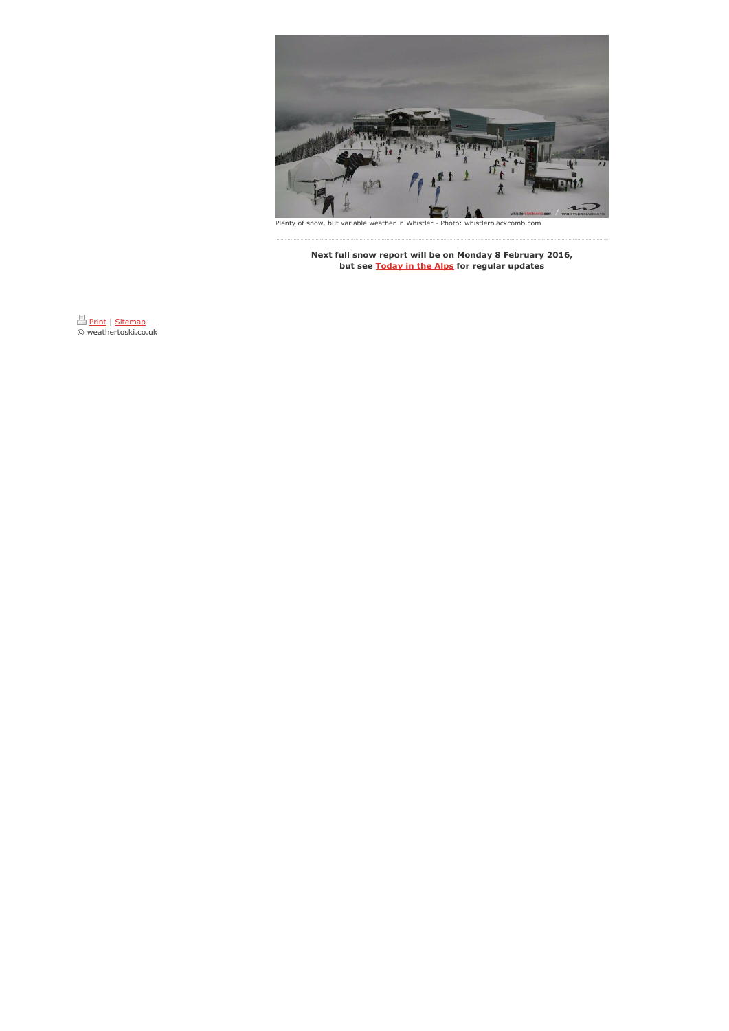Plenty of snow, but variable weather in Whistler - Photo: whistlerblackcomb.com

**Next full snow report will be on Monday 8 February 2016, but see Today in the Alps for regular updates**

Print | Sitemap
© weathertoski.co.uk